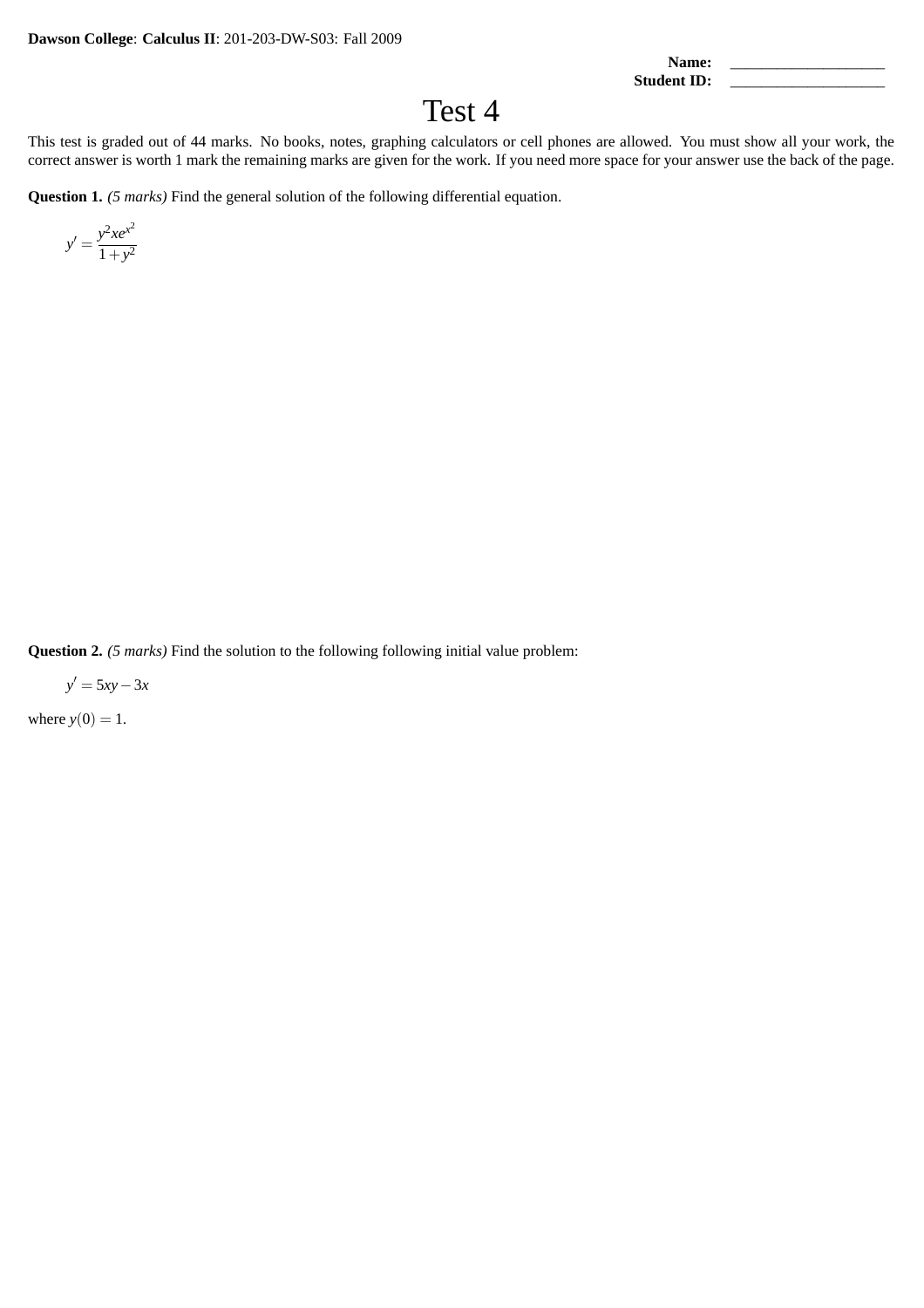**Dawson College**: **Calculus II**: 201-203-DW-S03: Fall 2009

**Name:** ____________________

**Student ID:** ____________________

# Test 4

This test is graded out of 44 marks. No books, notes, graphing calculators or cell phones are allowed. You must show all your work, the correct answer is worth 1 mark the remaining marks are given for the work. If you need more space for your answer use the back of the page.

**Question 1.** *(5 marks)* Find the general solution of the following differential equation.

$$y' = \frac{y^2 x e^{x^2}}{1+y^2}$$

**Question 2.** *(5 marks)* Find the solution to the following following initial value problem:

$$y' = 5xy - 3x$$

where $y(0) = 1$.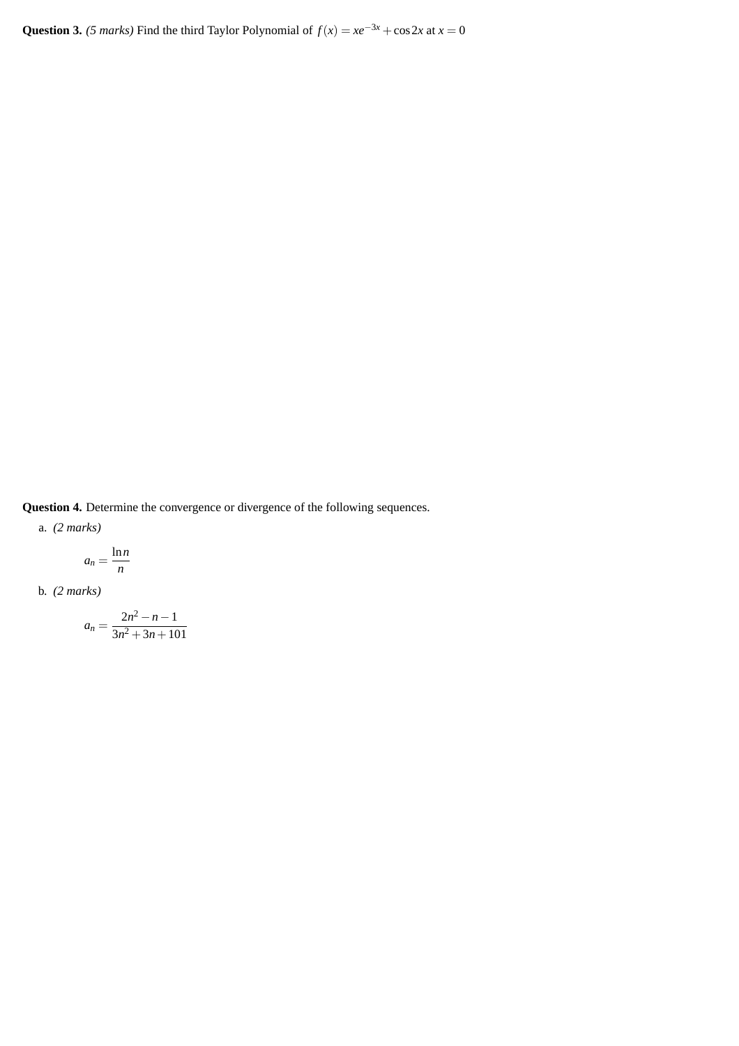**Question 3.** *(5 marks)* Find the third Taylor Polynomial of $f(x) = xe^{-3x} + \cos 2x$ at $x = 0$

**Question 4.** Determine the convergence or divergence of the following sequences.

a. *(2 marks)*

$$a_n = \frac{\ln n}{n}$$

b. *(2 marks)*

$$a_n = \frac{2n^2 - n - 1}{3n^2 + 3n + 101}$$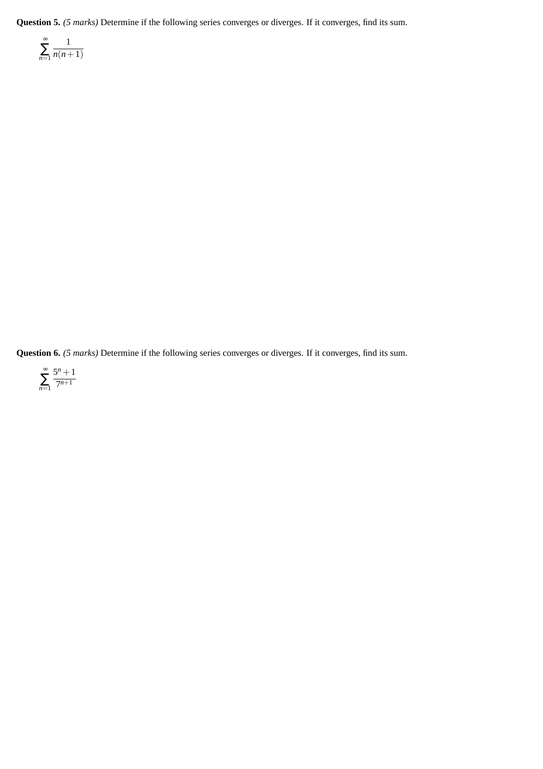**Question 5.** *(5 marks)* Determine if the following series converges or diverges. If it converges, find its sum.

$$\sum_{n=1}^{\infty} \frac{1}{n(n+1)}$$

**Question 6.** *(5 marks)* Determine if the following series converges or diverges. If it converges, find its sum.

$$\sum_{n=1}^{\infty} \frac{5^n + 1}{7^{n+1}}$$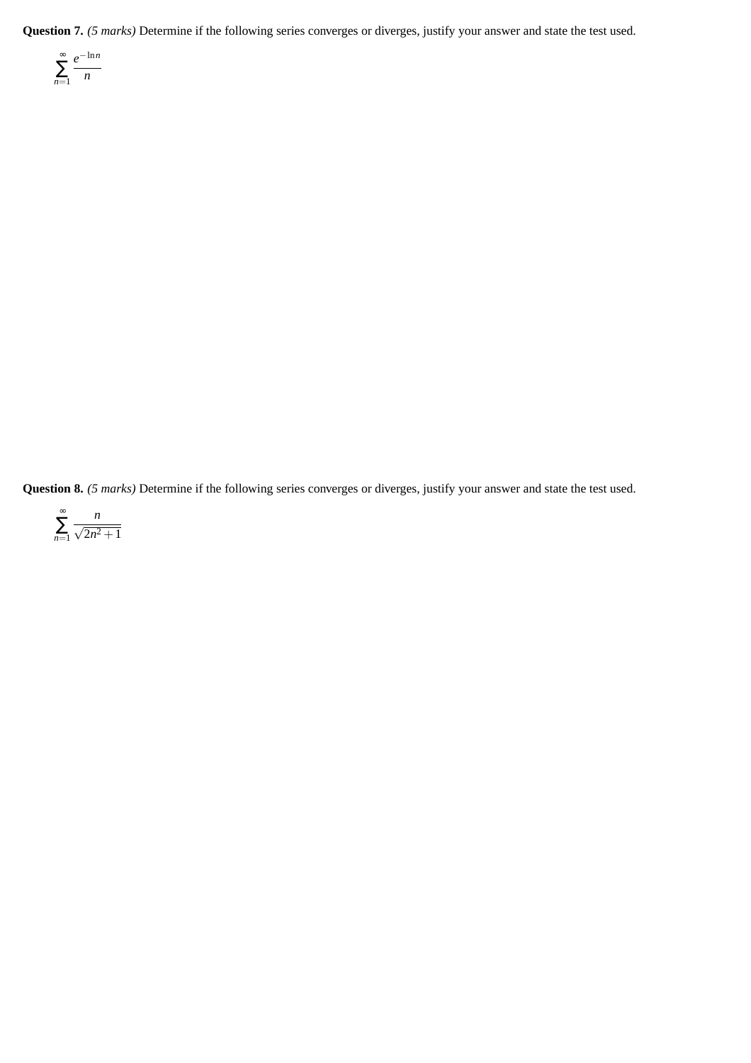**Question 7.** *(5 marks)* Determine if the following series converges or diverges, justify your answer and state the test used.

$$\sum_{n=1}^{\infty} \frac{e^{-\ln n}}{n}$$

**Question 8.** *(5 marks)* Determine if the following series converges or diverges, justify your answer and state the test used.

$$\sum_{n=1}^{\infty} \frac{n}{\sqrt{2n^2+1}}$$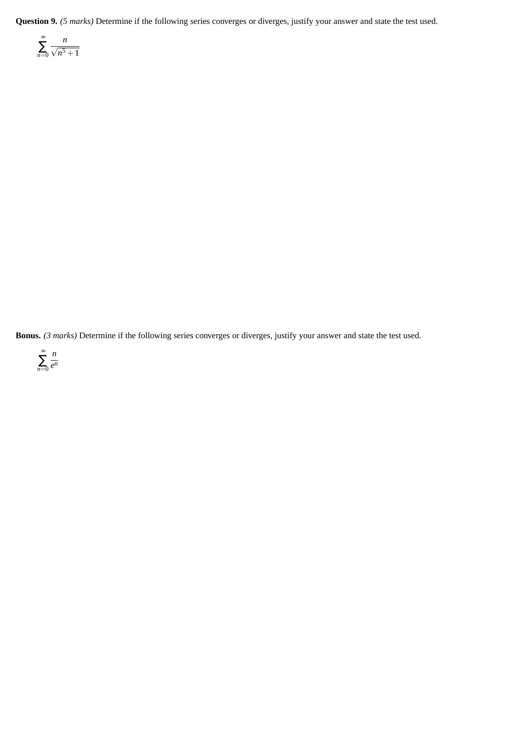**Question 9.** *(5 marks)* Determine if the following series converges or diverges, justify your answer and state the test used.

$$\sum_{n=0}^{\infty} \frac{n}{\sqrt{n^5+1}}$$

**Bonus.** *(3 marks)* Determine if the following series converges or diverges, justify your answer and state the test used.

$$\sum_{n=0}^{\infty} \frac{n}{e^n}$$